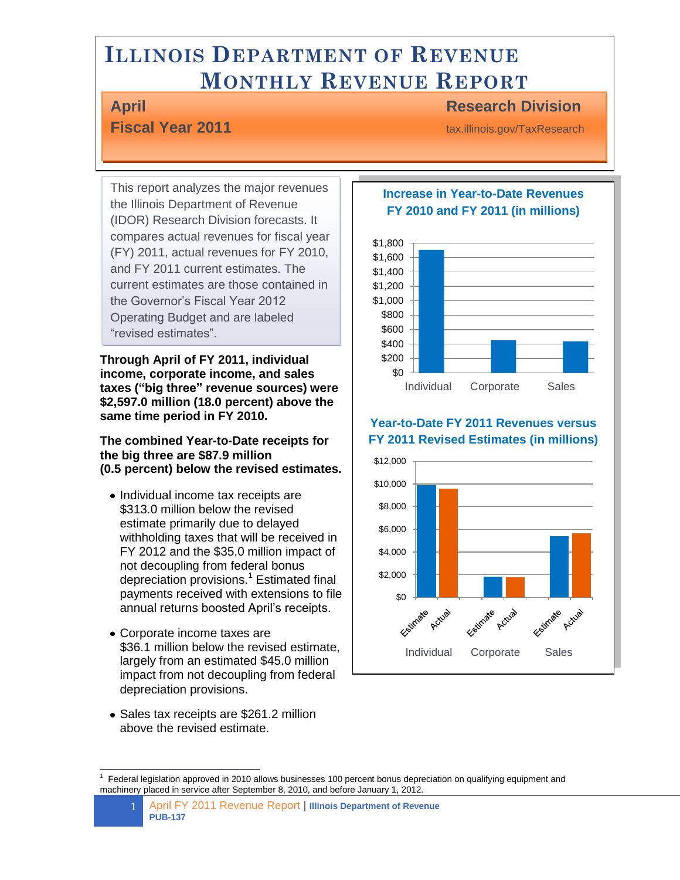# Illinois Department of Revenue
# Monthly Revenue Report

**April**
**Fiscal Year 2011**

**Research Division**
tax.illinois.gov/TaxResearch

This report analyzes the major revenues the Illinois Department of Revenue (IDOR) Research Division forecasts. It compares actual revenues for fiscal year (FY) 2011, actual revenues for FY 2010, and FY 2011 current estimates. The current estimates are those contained in the Governor's Fiscal Year 2012 Operating Budget and are labeled "revised estimates".

**Through April of FY 2011, individual income, corporate income, and sales taxes ("big three" revenue sources) were $2,597.0 million (18.0 percent) above the same time period in FY 2010.**

**The combined Year-to-Date receipts for the big three are $87.9 million (0.5 percent) below the revised estimates.**

- Individual income tax receipts are $313.0 million below the revised estimate primarily due to delayed withholding taxes that will be received in FY 2012 and the $35.0 million impact of not decoupling from federal bonus depreciation provisions.[1] Estimated final payments received with extensions to file annual returns boosted April's receipts.
- Corporate income taxes are $36.1 million below the revised estimate, largely from an estimated $45.0 million impact from not decoupling from federal depreciation provisions.
- Sales tax receipts are $261.2 million above the revised estimate.

**Increase in Year-to-Date Revenues FY 2010 and FY 2011 (in millions)**

$1,800
$1,600
$1,400
$1,200
$1,000
$800
$600
$400
$200
$0

Individual
Corporate
Sales

**Year-to-Date FY 2011 Revenues versus FY 2011 Revised Estimates (in millions)**

$12,000
$10,000
$8,000
$6,000
$4,000
$2,000
$0

Estimate
Actual
Estimate
Actual
Estimate
Actual

Individual
Corporate
Sales

[1] Federal legislation approved in 2010 allows businesses 100 percent bonus depreciation on qualifying equipment and machinery placed in service after September 8, 2010, and before January 1, 2012.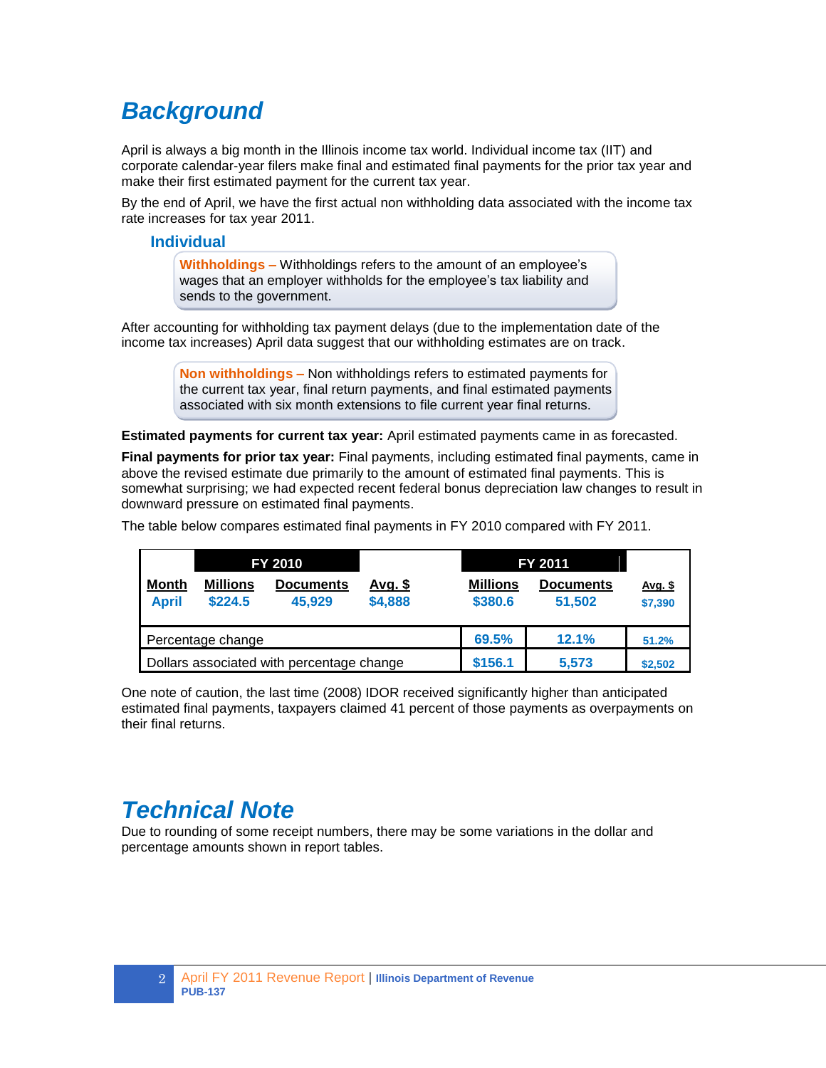# *Background*

April is always a big month in the Illinois income tax world. Individual income tax (IIT) and corporate calendar-year filers make final and estimated final payments for the prior tax year and make their first estimated payment for the current tax year.

By the end of April, we have the first actual non withholding data associated with the income tax rate increases for tax year 2011.

## Individual

> **Withholdings –** Withholdings refers to the amount of an employee's wages that an employer withholds for the employee's tax liability and sends to the government.

After accounting for withholding tax payment delays (due to the implementation date of the income tax increases) April data suggest that our withholding estimates are on track.

> **Non withholdings –** Non withholdings refers to estimated payments for the current tax year, final return payments, and final estimated payments associated with six month extensions to file current year final returns.

**Estimated payments for current tax year:** April estimated payments came in as forecasted.

**Final payments for prior tax year:** Final payments, including estimated final payments, came in above the revised estimate due primarily to the amount of estimated final payments. This is somewhat surprising; we had expected recent federal bonus depreciation law changes to result in downward pressure on estimated final payments.

The table below compares estimated final payments in FY 2010 compared with FY 2011.

| | FY 2010 | | | FY 2011 | | |
|---|---|---|---|---|---|---|
| **Month** | **Millions** | **Documents** | **Avg. $** | **Millions** | **Documents** | **Avg. $** |
| April | $224.5 | 45,929 | $4,888 | $380.6 | 51,502 | $7,390 |
| Percentage change | | | | 69.5% | 12.1% | 51.2% |
| Dollars associated with percentage change | | | | $156.1 | 5,573 | $2,502 |

One note of caution, the last time (2008) IDOR received significantly higher than anticipated estimated final payments, taxpayers claimed 41 percent of those payments as overpayments on their final returns.

# *Technical Note*

Due to rounding of some receipt numbers, there may be some variations in the dollar and percentage amounts shown in report tables.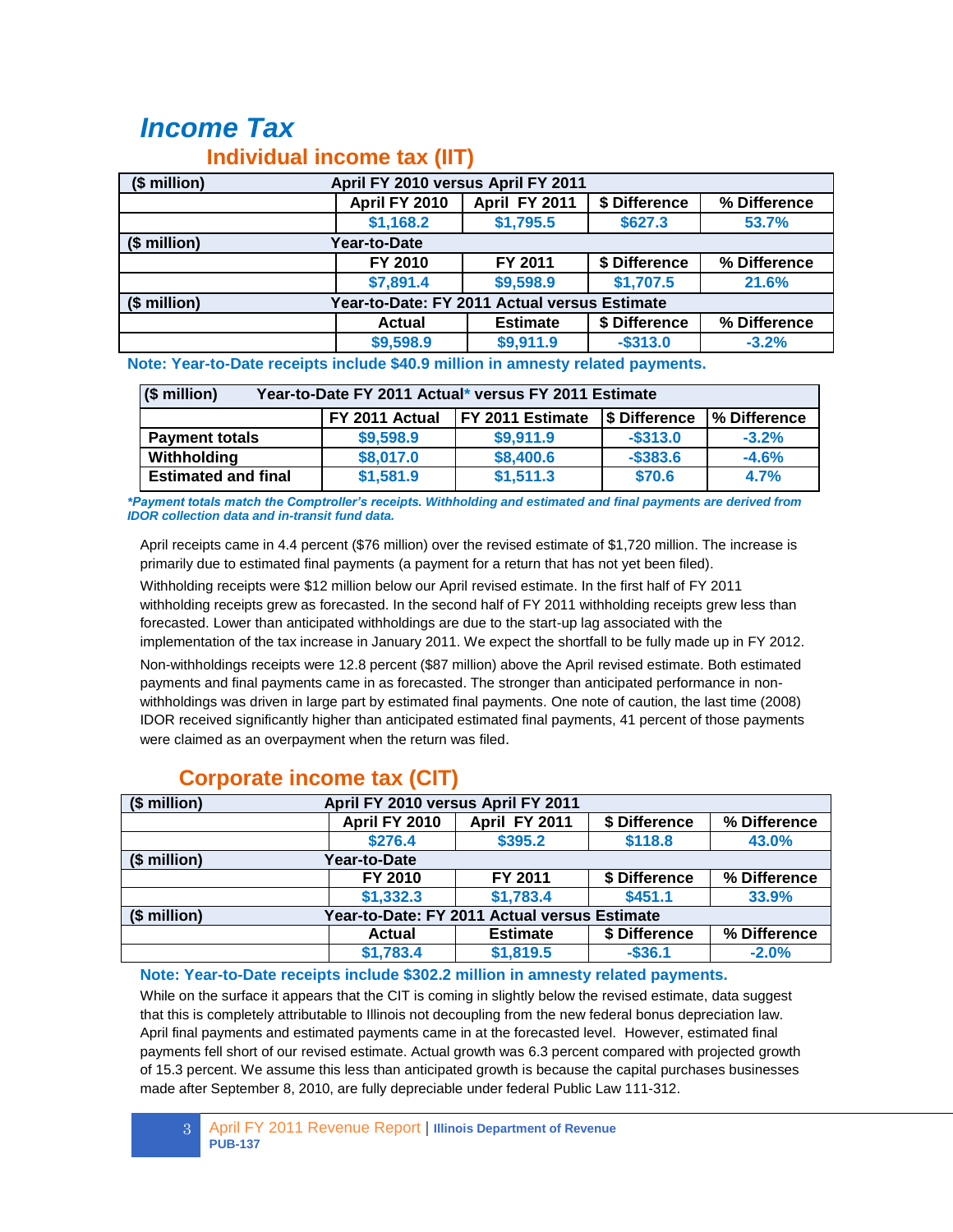# Income Tax

## Individual income tax (IIT)

| ($ million) | April FY 2010 versus April FY 2011 | | | |
|---|---|---|---|---|
| | April FY 2010 | April FY 2011 | $ Difference | % Difference |
| | $1,168.2 | $1,795.5 | $627.3 | 53.7% |
| ($ million) | Year-to-Date | | | |
| | FY 2010 | FY 2011 | $ Difference | % Difference |
| | $7,891.4 | $9,598.9 | $1,707.5 | 21.6% |
| ($ million) | Year-to-Date: FY 2011 Actual versus Estimate | | | |
| | Actual | Estimate | $ Difference | % Difference |
| | $9,598.9 | $9,911.9 | -$313.0 | -3.2% |

**Note: Year-to-Date receipts include $40.9 million in amnesty related payments.**

| ($ million) | Year-to-Date FY 2011 Actual* versus FY 2011 Estimate | | | |
|---|---|---|---|---|
| | FY 2011 Actual | FY 2011 Estimate | $ Difference | % Difference |
| **Payment totals** | $9,598.9 | $9,911.9 | -$313.0 | -3.2% |
| **Withholding** | $8,017.0 | $8,400.6 | -$383.6 | -4.6% |
| **Estimated and final** | $1,581.9 | $1,511.3 | $70.6 | 4.7% |

***Payment totals match the Comptroller's receipts. Withholding and estimated and final payments are derived from IDOR collection data and in-transit fund data.***

April receipts came in 4.4 percent ($76 million) over the revised estimate of $1,720 million. The increase is primarily due to estimated final payments (a payment for a return that has not yet been filed).

Withholding receipts were $12 million below our April revised estimate. In the first half of FY 2011 withholding receipts grew as forecasted. In the second half of FY 2011 withholding receipts grew less than forecasted. Lower than anticipated withholdings are due to the start-up lag associated with the implementation of the tax increase in January 2011. We expect the shortfall to be fully made up in FY 2012.

Non-withholdings receipts were 12.8 percent ($87 million) above the April revised estimate. Both estimated payments and final payments came in as forecasted. The stronger than anticipated performance in non-withholdings was driven in large part by estimated final payments. One note of caution, the last time (2008) IDOR received significantly higher than anticipated estimated final payments, 41 percent of those payments were claimed as an overpayment when the return was filed.

## Corporate income tax (CIT)

| ($ million) | April FY 2010 versus April FY 2011 | | | |
|---|---|---|---|---|
| | April FY 2010 | April FY 2011 | $ Difference | % Difference |
| | $276.4 | $395.2 | $118.8 | 43.0% |
| ($ million) | Year-to-Date | | | |
| | FY 2010 | FY 2011 | $ Difference | % Difference |
| | $1,332.3 | $1,783.4 | $451.1 | 33.9% |
| ($ million) | Year-to-Date: FY 2011 Actual versus Estimate | | | |
| | Actual | Estimate | $ Difference | % Difference |
| | $1,783.4 | $1,819.5 | -$36.1 | -2.0% |

**Note: Year-to-Date receipts include $302.2 million in amnesty related payments.**

While on the surface it appears that the CIT is coming in slightly below the revised estimate, data suggest that this is completely attributable to Illinois not decoupling from the new federal bonus depreciation law. April final payments and estimated payments came in at the forecasted level. However, estimated final payments fell short of our revised estimate. Actual growth was 6.3 percent compared with projected growth of 15.3 percent. We assume this less than anticipated growth is because the capital purchases businesses made after September 8, 2010, are fully depreciable under federal Public Law 111-312.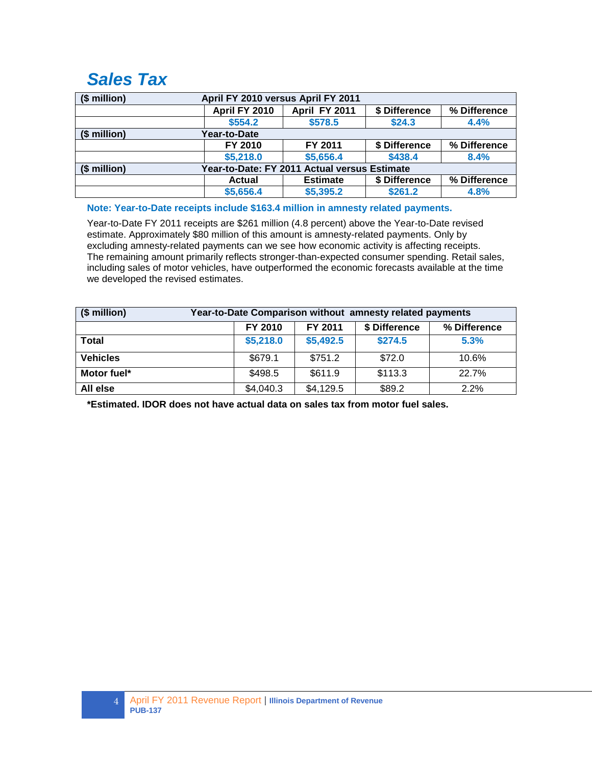## *Sales Tax*

| ($ million) | April FY 2010 versus April FY 2011 | | | |
|---|---|---|---|---|
| | April FY 2010 | April FY 2011 | $ Difference | % Difference |
| | $554.2 | $578.5 | $24.3 | 4.4% |
| ($ million) | Year-to-Date | | | |
| | FY 2010 | FY 2011 | $ Difference | % Difference |
| | $5,218.0 | $5,656.4 | $438.4 | 8.4% |
| ($ million) | Year-to-Date: FY 2011 Actual versus Estimate | | | |
| | Actual | Estimate | $ Difference | % Difference |
| | $5,656.4 | $5,395.2 | $261.2 | 4.8% |

**Note: Year-to-Date receipts include $163.4 million in amnesty related payments.**

Year-to-Date FY 2011 receipts are $261 million (4.8 percent) above the Year-to-Date revised estimate. Approximately $80 million of this amount is amnesty-related payments. Only by excluding amnesty-related payments can we see how economic activity is affecting receipts. The remaining amount primarily reflects stronger-than-expected consumer spending. Retail sales, including sales of motor vehicles, have outperformed the economic forecasts available at the time we developed the revised estimates.

| ($ million) | Year-to-Date Comparison without amnesty related payments | | | |
|---|---|---|---|---|
| | FY 2010 | FY 2011 | $ Difference | % Difference |
| **Total** | $5,218.0 | $5,492.5 | $274.5 | 5.3% |
| **Vehicles** | $679.1 | $751.2 | $72.0 | 10.6% |
| **Motor fuel*** | $498.5 | $611.9 | $113.3 | 22.7% |
| **All else** | $4,040.3 | $4,129.5 | $89.2 | 2.2% |

***Estimated. IDOR does not have actual data on sales tax from motor fuel sales.**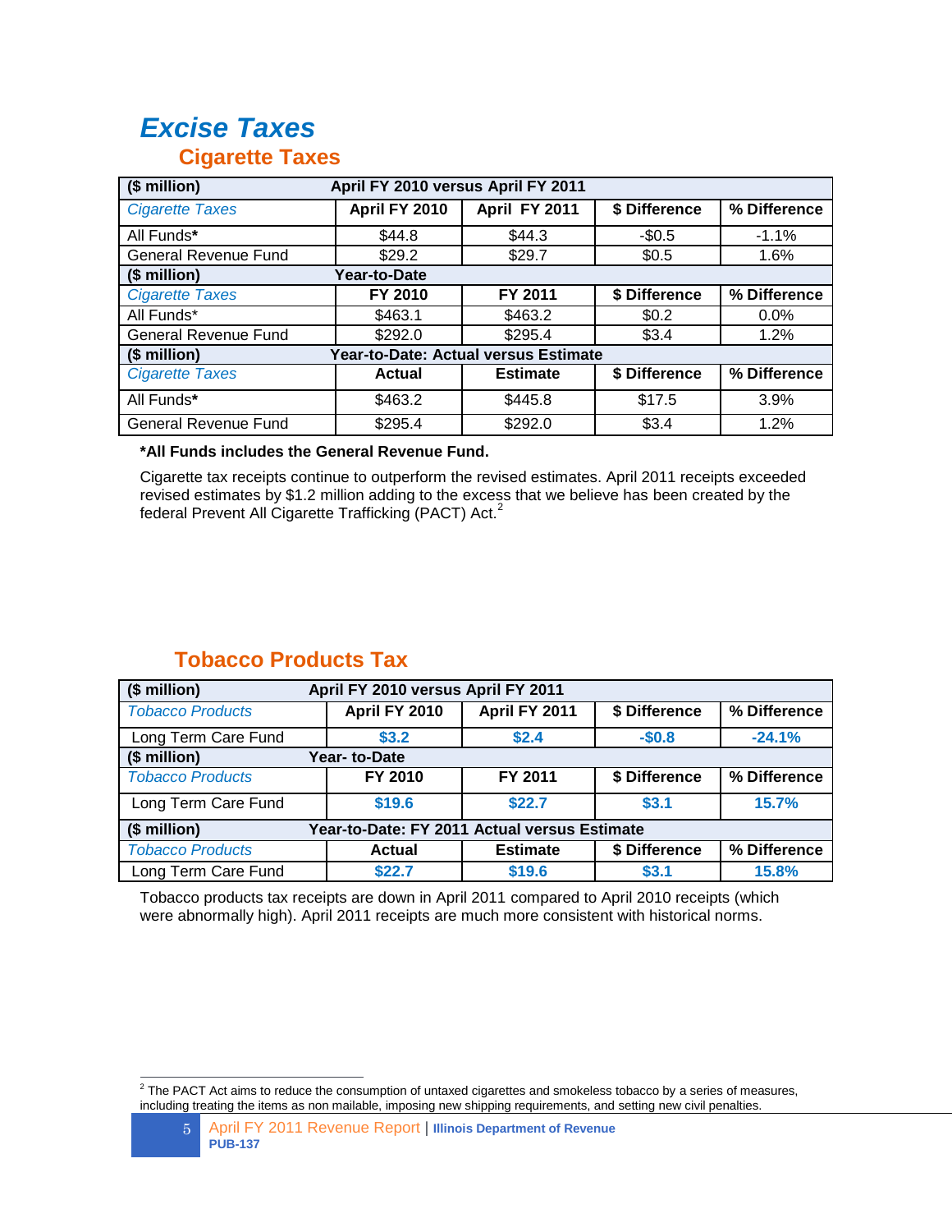# *Excise Taxes*

## Cigarette Taxes

| ($ million) | April FY 2010 versus April FY 2011 | | | |
|---|---|---|---|---|
| *Cigarette Taxes* | **April FY 2010** | **April FY 2011** | **$ Difference** | **% Difference** |
| All Funds* | $44.8 | $44.3 | -$0.5 | -1.1% |
| General Revenue Fund | $29.2 | $29.7 | $0.5 | 1.6% |
| **($ million)** | **Year-to-Date** | | | |
| *Cigarette Taxes* | **FY 2010** | **FY 2011** | **$ Difference** | **% Difference** |
| All Funds* | $463.1 | $463.2 | $0.2 | 0.0% |
| General Revenue Fund | $292.0 | $295.4 | $3.4 | 1.2% |
| **($ million)** | **Year-to-Date: Actual versus Estimate** | | | |
| *Cigarette Taxes* | **Actual** | **Estimate** | **$ Difference** | **% Difference** |
| All Funds* | $463.2 | $445.8 | $17.5 | 3.9% |
| General Revenue Fund | $295.4 | $292.0 | $3.4 | 1.2% |

**\*All Funds includes the General Revenue Fund.**

Cigarette tax receipts continue to outperform the revised estimates. April 2011 receipts exceeded revised estimates by $1.2 million adding to the excess that we believe has been created by the federal Prevent All Cigarette Trafficking (PACT) Act.[2]

## Tobacco Products Tax

| ($ million) | April FY 2010 versus April FY 2011 | | | |
|---|---|---|---|---|
| *Tobacco Products* | **April FY 2010** | **April FY 2011** | **$ Difference** | **% Difference** |
| Long Term Care Fund | **$3.2** | **$2.4** | **-$0.8** | **-24.1%** |
| **($ million)** | **Year- to-Date** | | | |
| *Tobacco Products* | **FY 2010** | **FY 2011** | **$ Difference** | **% Difference** |
| Long Term Care Fund | **$19.6** | **$22.7** | **$3.1** | **15.7%** |
| **($ million)** | **Year-to-Date: FY 2011 Actual versus Estimate** | | | |
| *Tobacco Products* | **Actual** | **Estimate** | **$ Difference** | **% Difference** |
| Long Term Care Fund | **$22.7** | **$19.6** | **$3.1** | **15.8%** |

Tobacco products tax receipts are down in April 2011 compared to April 2010 receipts (which were abnormally high). April 2011 receipts are much more consistent with historical norms.

[2] The PACT Act aims to reduce the consumption of untaxed cigarettes and smokeless tobacco by a series of measures, including treating the items as non mailable, imposing new shipping requirements, and setting new civil penalties.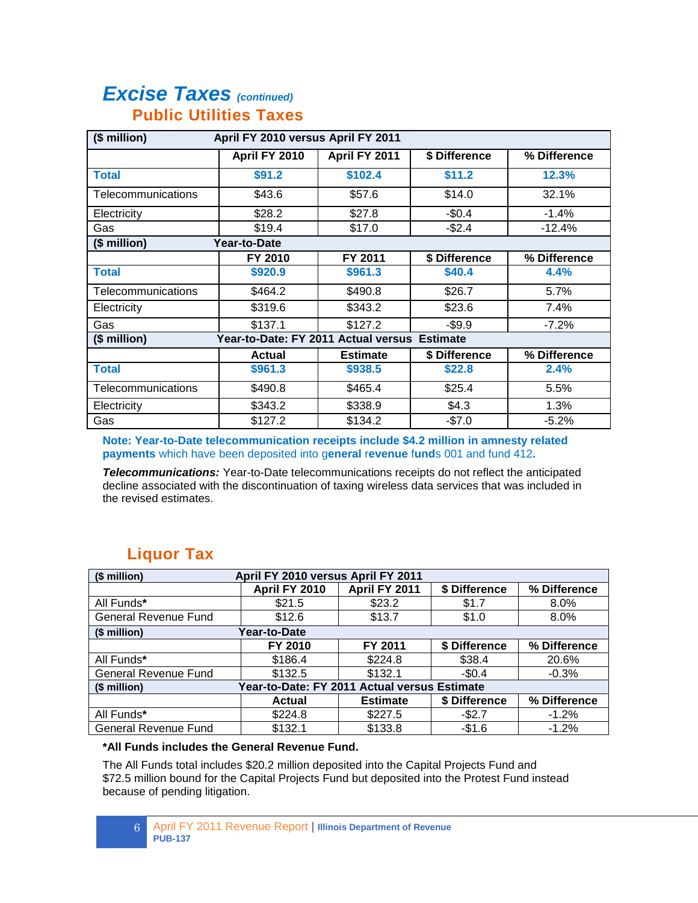# *Excise Taxes* *(continued)*

## Public Utilities Taxes

| ($ million) | April FY 2010 versus April FY 2011 | | | |
|---|---|---|---|---|
| | April FY 2010 | April FY 2011 | $ Difference | % Difference |
| **Total** | **$91.2** | **$102.4** | **$11.2** | **12.3%** |
| Telecommunications | $43.6 | $57.6 | $14.0 | 32.1% |
| Electricity | $28.2 | $27.8 | -$0.4 | -1.4% |
| Gas | $19.4 | $17.0 | -$2.4 | -12.4% |
| **($ million)** | **Year-to-Date** | | | |
| | **FY 2010** | **FY 2011** | **$ Difference** | **% Difference** |
| **Total** | **$920.9** | **$961.3** | **$40.4** | **4.4%** |
| Telecommunications | $464.2 | $490.8 | $26.7 | 5.7% |
| Electricity | $319.6 | $343.2 | $23.6 | 7.4% |
| Gas | $137.1 | $127.2 | -$9.9 | -7.2% |
| **($ million)** | **Year-to-Date: FY 2011 Actual versus Estimate** | | | |
| | **Actual** | **Estimate** | **$ Difference** | **% Difference** |
| **Total** | **$961.3** | **$938.5** | **$22.8** | **2.4%** |
| Telecommunications | $490.8 | $465.4 | $25.4 | 5.5% |
| Electricity | $343.2 | $338.9 | $4.3 | 1.3% |
| Gas | $127.2 | $134.2 | -$7.0 | -5.2% |

**Note: Year-to-Date telecommunication receipts include $4.2 million in amnesty related payments** which have been deposited into **g**eneral **revenue** fund**s** 001 and fund 412**.**

***Telecommunications:*** Year-to-Date telecommunications receipts do not reflect the anticipated decline associated with the discontinuation of taxing wireless data services that was included in the revised estimates.

## Liquor Tax

| ($ million) | April FY 2010 versus April FY 2011 | | | |
|---|---|---|---|---|
| | April FY 2010 | April FY 2011 | $ Difference | % Difference |
| All Funds* | $21.5 | $23.2 | $1.7 | 8.0% |
| General Revenue Fund | $12.6 | $13.7 | $1.0 | 8.0% |
| **($ million)** | **Year-to-Date** | | | |
| | **FY 2010** | **FY 2011** | **$ Difference** | **% Difference** |
| All Funds* | $186.4 | $224.8 | $38.4 | 20.6% |
| General Revenue Fund | $132.5 | $132.1 | -$0.4 | -0.3% |
| **($ million)** | **Year-to-Date: FY 2011 Actual versus Estimate** | | | |
| | **Actual** | **Estimate** | **$ Difference** | **% Difference** |
| All Funds* | $224.8 | $227.5 | -$2.7 | -1.2% |
| General Revenue Fund | $132.1 | $133.8 | -$1.6 | -1.2% |

**\*All Funds includes the General Revenue Fund.**

The All Funds total includes $20.2 million deposited into the Capital Projects Fund and $72.5 million bound for the Capital Projects Fund but deposited into the Protest Fund instead because of pending litigation.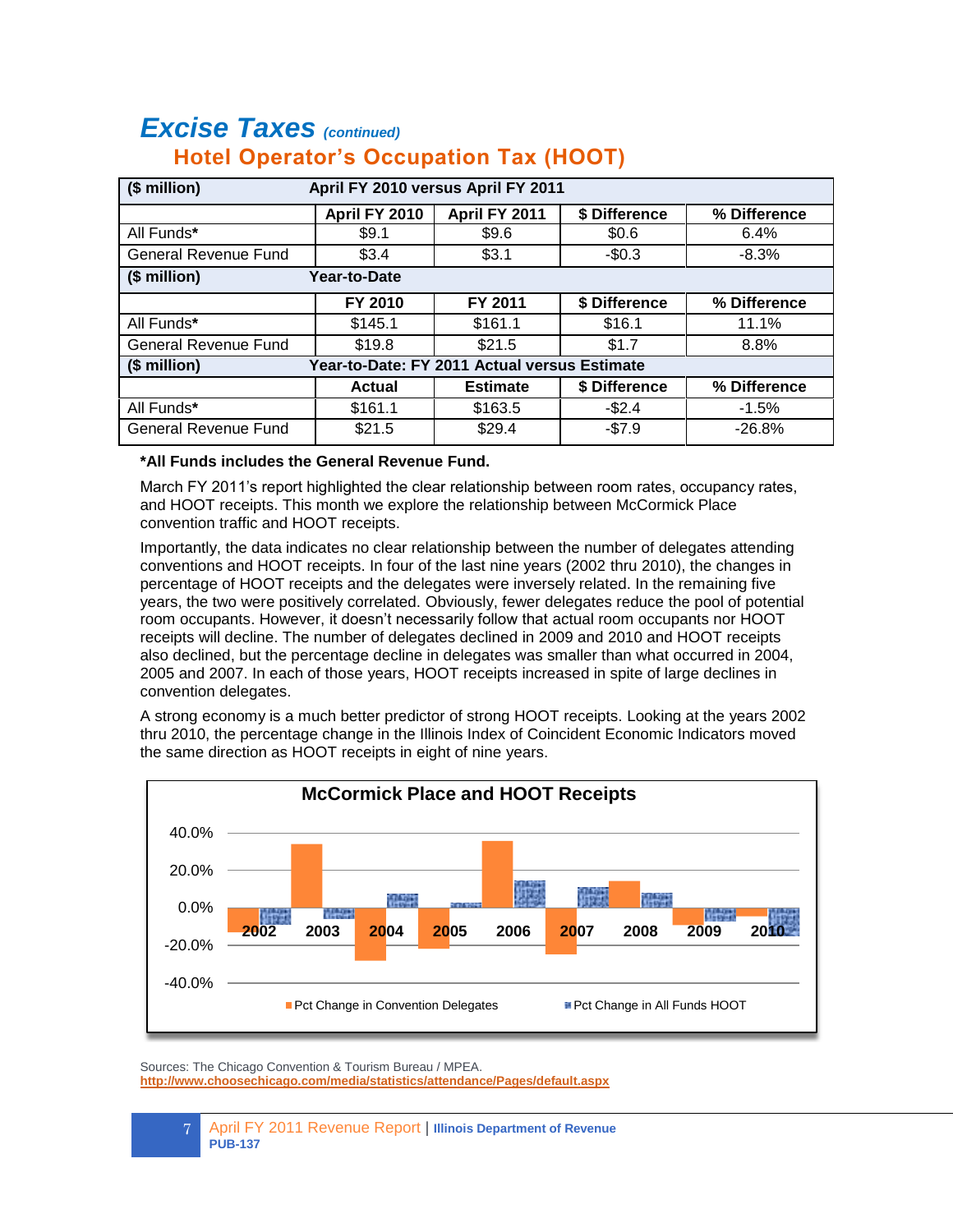# *Excise Taxes* *(continued)*

## Hotel Operator's Occupation Tax (HOOT)

| ($ million) | April FY 2010 versus April FY 2011 | | | |
|---|---|---|---|---|
| | April FY 2010 | April FY 2011 | $ Difference | % Difference |
| All Funds* | $9.1 | $9.6 | $0.6 | 6.4% |
| General Revenue Fund | $3.4 | $3.1 | -$0.3 | -8.3% |
| ($ million) | Year-to-Date | | | |
| | FY 2010 | FY 2011 | $ Difference | % Difference |
| All Funds* | $145.1 | $161.1 | $16.1 | 11.1% |
| General Revenue Fund | $19.8 | $21.5 | $1.7 | 8.8% |
| ($ million) | Year-to-Date: FY 2011 Actual versus Estimate | | | |
| | Actual | Estimate | $ Difference | % Difference |
| All Funds* | $161.1 | $163.5 | -$2.4 | -1.5% |
| General Revenue Fund | $21.5 | $29.4 | -$7.9 | -26.8% |

**\*All Funds includes the General Revenue Fund.**

March FY 2011's report highlighted the clear relationship between room rates, occupancy rates, and HOOT receipts. This month we explore the relationship between McCormick Place convention traffic and HOOT receipts.

Importantly, the data indicates no clear relationship between the number of delegates attending conventions and HOOT receipts. In four of the last nine years (2002 thru 2010), the changes in percentage of HOOT receipts and the delegates were inversely related. In the remaining five years, the two were positively correlated. Obviously, fewer delegates reduce the pool of potential room occupants. However, it doesn't necessarily follow that actual room occupants nor HOOT receipts will decline. The number of delegates declined in 2009 and 2010 and HOOT receipts also declined, but the percentage decline in delegates was smaller than what occurred in 2004, 2005 and 2007. In each of those years, HOOT receipts increased in spite of large declines in convention delegates.

A strong economy is a much better predictor of strong HOOT receipts. Looking at the years 2002 thru 2010, the percentage change in the Illinois Index of Coincident Economic Indicators moved the same direction as HOOT receipts in eight of nine years.

**McCormick Place and HOOT Receipts**

[Bar chart: Pct Change in Convention Delegates and Pct Change in All Funds HOOT, 2002–2010; y-axis from -40.0% to 40.0%]

Sources: The Chicago Convention & Tourism Bureau / MPEA.
http://www.choosechicago.com/media/statistics/attendance/Pages/default.aspx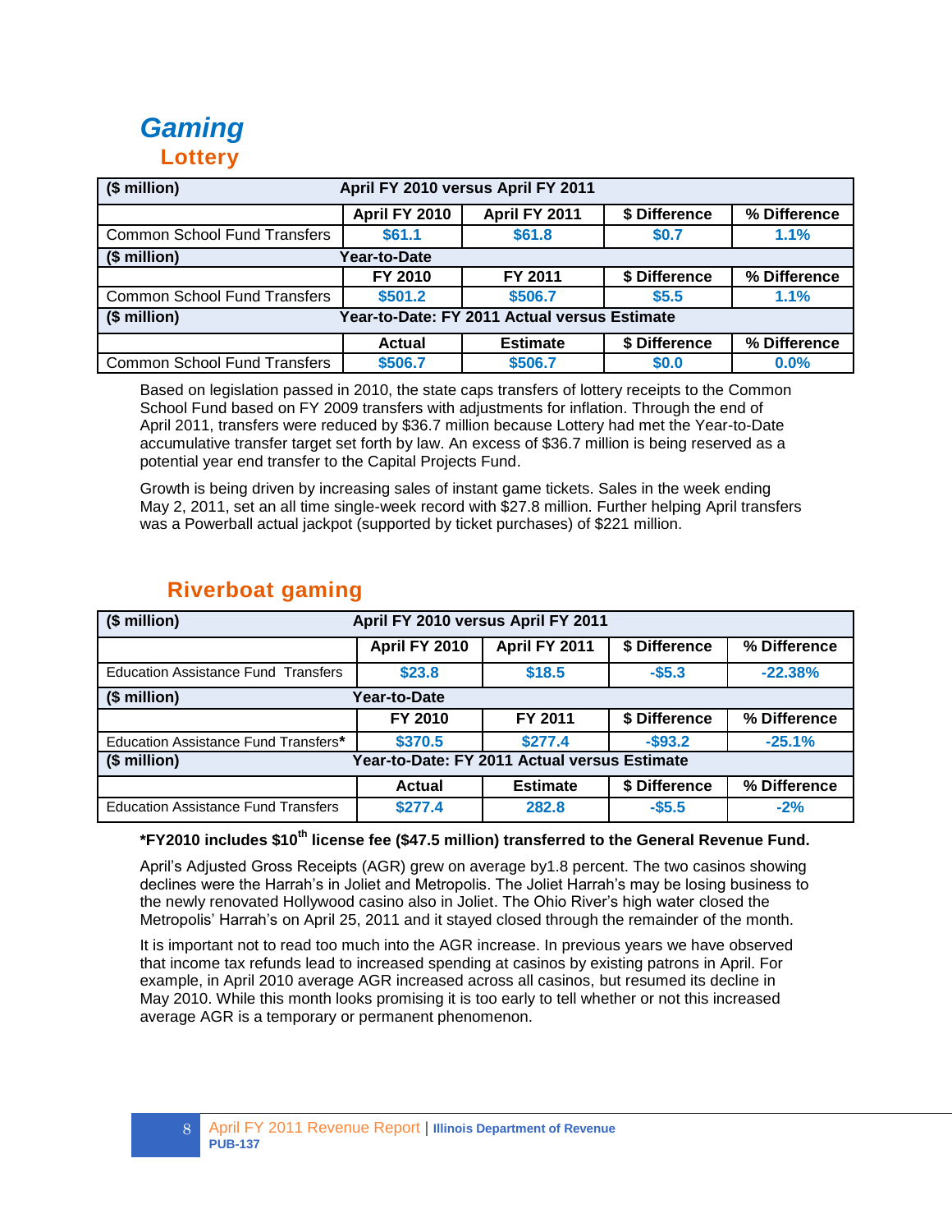# *Gaming*

## Lottery

| ($ million) | April FY 2010 versus April FY 2011 | | | |
|---|---|---|---|---|
| | April FY 2010 | April FY 2011 | $ Difference | % Difference |
| Common School Fund Transfers | $61.1 | $61.8 | $0.7 | 1.1% |
| ($ million) | Year-to-Date | | | |
| | FY 2010 | FY 2011 | $ Difference | % Difference |
| Common School Fund Transfers | $501.2 | $506.7 | $5.5 | 1.1% |
| ($ million) | Year-to-Date: FY 2011 Actual versus Estimate | | | |
| | Actual | Estimate | $ Difference | % Difference |
| Common School Fund Transfers | $506.7 | $506.7 | $0.0 | 0.0% |

Based on legislation passed in 2010, the state caps transfers of lottery receipts to the Common School Fund based on FY 2009 transfers with adjustments for inflation. Through the end of April 2011, transfers were reduced by $36.7 million because Lottery had met the Year-to-Date accumulative transfer target set forth by law. An excess of $36.7 million is being reserved as a potential year end transfer to the Capital Projects Fund.

Growth is being driven by increasing sales of instant game tickets. Sales in the week ending May 2, 2011, set an all time single-week record with $27.8 million. Further helping April transfers was a Powerball actual jackpot (supported by ticket purchases) of $221 million.

## Riverboat gaming

| ($ million) | April FY 2010 versus April FY 2011 | | | |
|---|---|---|---|---|
| | April FY 2010 | April FY 2011 | $ Difference | % Difference |
| Education Assistance Fund Transfers | $23.8 | $18.5 | -$5.3 | -22.38% |
| ($ million) | Year-to-Date | | | |
| | FY 2010 | FY 2011 | $ Difference | % Difference |
| Education Assistance Fund Transfers* | $370.5 | $277.4 | -$93.2 | -25.1% |
| ($ million) | Year-to-Date: FY 2011 Actual versus Estimate | | | |
| | Actual | Estimate | $ Difference | % Difference |
| Education Assistance Fund Transfers | $277.4 | 282.8 | -$5.5 | -2% |

**\*FY2010 includes $10th license fee ($47.5 million) transferred to the General Revenue Fund.**

April's Adjusted Gross Receipts (AGR) grew on average by1.8 percent. The two casinos showing declines were the Harrah's in Joliet and Metropolis. The Joliet Harrah's may be losing business to the newly renovated Hollywood casino also in Joliet. The Ohio River's high water closed the Metropolis' Harrah's on April 25, 2011 and it stayed closed through the remainder of the month.

It is important not to read too much into the AGR increase. In previous years we have observed that income tax refunds lead to increased spending at casinos by existing patrons in April. For example, in April 2010 average AGR increased across all casinos, but resumed its decline in May 2010. While this month looks promising it is too early to tell whether or not this increased average AGR is a temporary or permanent phenomenon.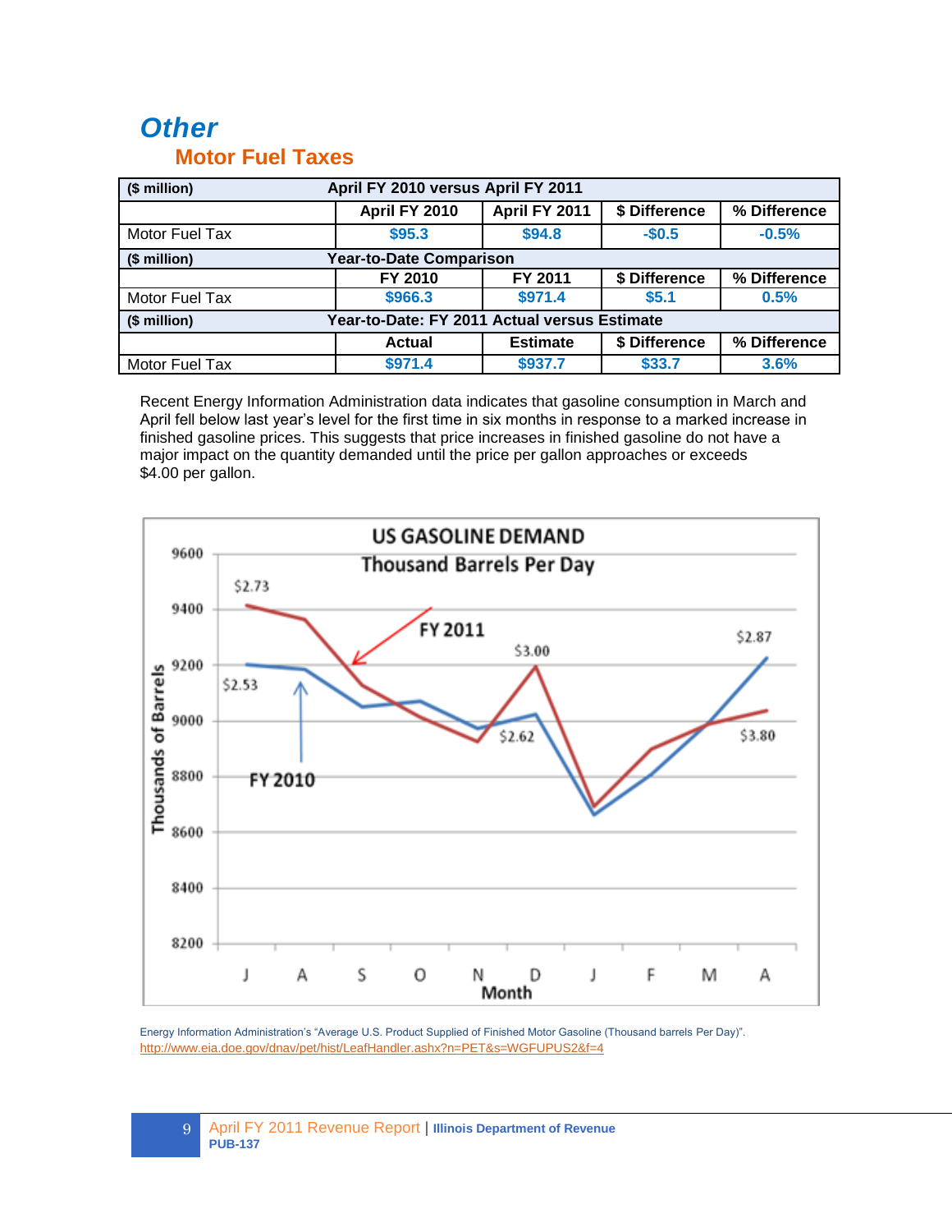# Other

## Motor Fuel Taxes

| ($ million) | April FY 2010 versus April FY 2011 | | | |
|---|---|---|---|---|
| | April FY 2010 | April FY 2011 | $ Difference | % Difference |
| Motor Fuel Tax | $95.3 | $94.8 | -$0.5 | -0.5% |
| ($ million) | Year-to-Date Comparison | | | |
| | FY 2010 | FY 2011 | $ Difference | % Difference |
| Motor Fuel Tax | $966.3 | $971.4 | $5.1 | 0.5% |
| ($ million) | Year-to-Date: FY 2011 Actual versus Estimate | | | |
| | Actual | Estimate | $ Difference | % Difference |
| Motor Fuel Tax | $971.4 | $937.7 | $33.7 | 3.6% |

Recent Energy Information Administration data indicates that gasoline consumption in March and April fell below last year's level for the first time in six months in response to a marked increase in finished gasoline prices. This suggests that price increases in finished gasoline do not have a major impact on the quantity demanded until the price per gallon approaches or exceeds $4.00 per gallon.

US GASOLINE DEMAND
Thousand Barrels Per Day

Thousands of Barrels
9600
9400
9200
9000
8800
8600
8400
8200

J A S O N D J F M A
Month

FY 2011
FY 2010
$2.73
$2.53
$3.00
$2.62
$2.87
$3.80

Energy Information Administration's "Average U.S. Product Supplied of Finished Motor Gasoline (Thousand barrels Per Day)".
http://www.eia.doe.gov/dnav/pet/hist/LeafHandler.ashx?n=PET&s=WGFUPUS2&f=4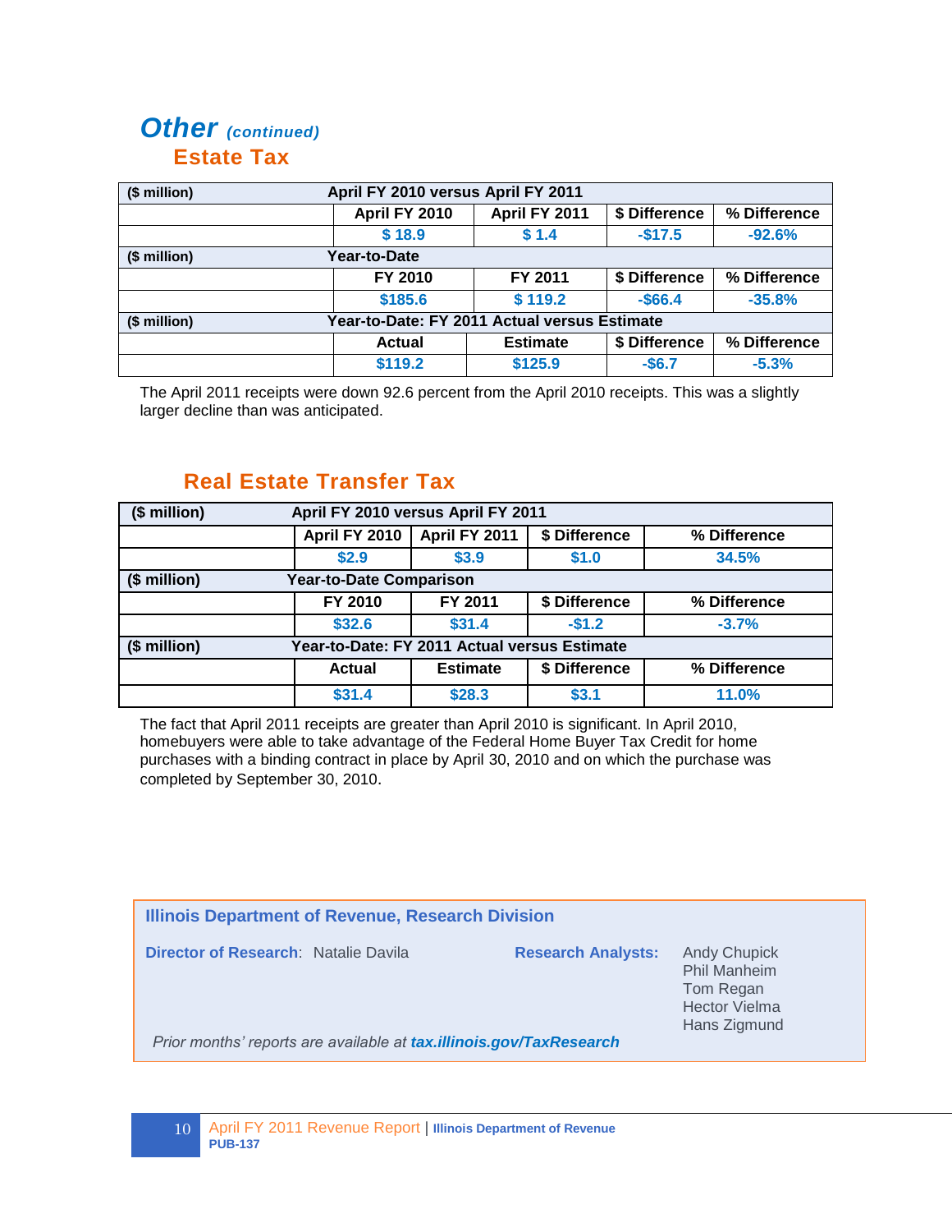## *Other (continued)*

### Estate Tax

| ($ million) | April FY 2010 versus April FY 2011 | | | |
|---|---|---|---|---|
| | April FY 2010 | April FY 2011 | $ Difference | % Difference |
| | $ 18.9 | $ 1.4 | -$17.5 | -92.6% |
| **($ million)** | **Year-to-Date** | | | |
| | FY 2010 | FY 2011 | $ Difference | % Difference |
| | $185.6 | $ 119.2 | -$66.4 | -35.8% |
| **($ million)** | **Year-to-Date: FY 2011 Actual versus Estimate** | | | |
| | Actual | Estimate | $ Difference | % Difference |
| | $119.2 | $125.9 | -$6.7 | -5.3% |

The April 2011 receipts were down 92.6 percent from the April 2010 receipts. This was a slightly larger decline than was anticipated.

### Real Estate Transfer Tax

| ($ million) | April FY 2010 versus April FY 2011 | | | |
|---|---|---|---|---|
| | April FY 2010 | April FY 2011 | $ Difference | % Difference |
| | $2.9 | $3.9 | $1.0 | 34.5% |
| **($ million)** | **Year-to-Date Comparison** | | | |
| | FY 2010 | FY 2011 | $ Difference | % Difference |
| | $32.6 | $31.4 | -$1.2 | -3.7% |
| **($ million)** | **Year-to-Date: FY 2011 Actual versus Estimate** | | | |
| | Actual | Estimate | $ Difference | % Difference |
| | $31.4 | $28.3 | $3.1 | 11.0% |

The fact that April 2011 receipts are greater than April 2010 is significant. In April 2010, homebuyers were able to take advantage of the Federal Home Buyer Tax Credit for home purchases with a binding contract in place by April 30, 2010 and on which the purchase was completed by September 30, 2010.

**Illinois Department of Revenue, Research Division**

**Director of Research**: Natalie Davila

**Research Analysts:** Andy Chupick, Phil Manheim, Tom Regan, Hector Vielma, Hans Zigmund

*Prior months' reports are available at **tax.illinois.gov/TaxResearch***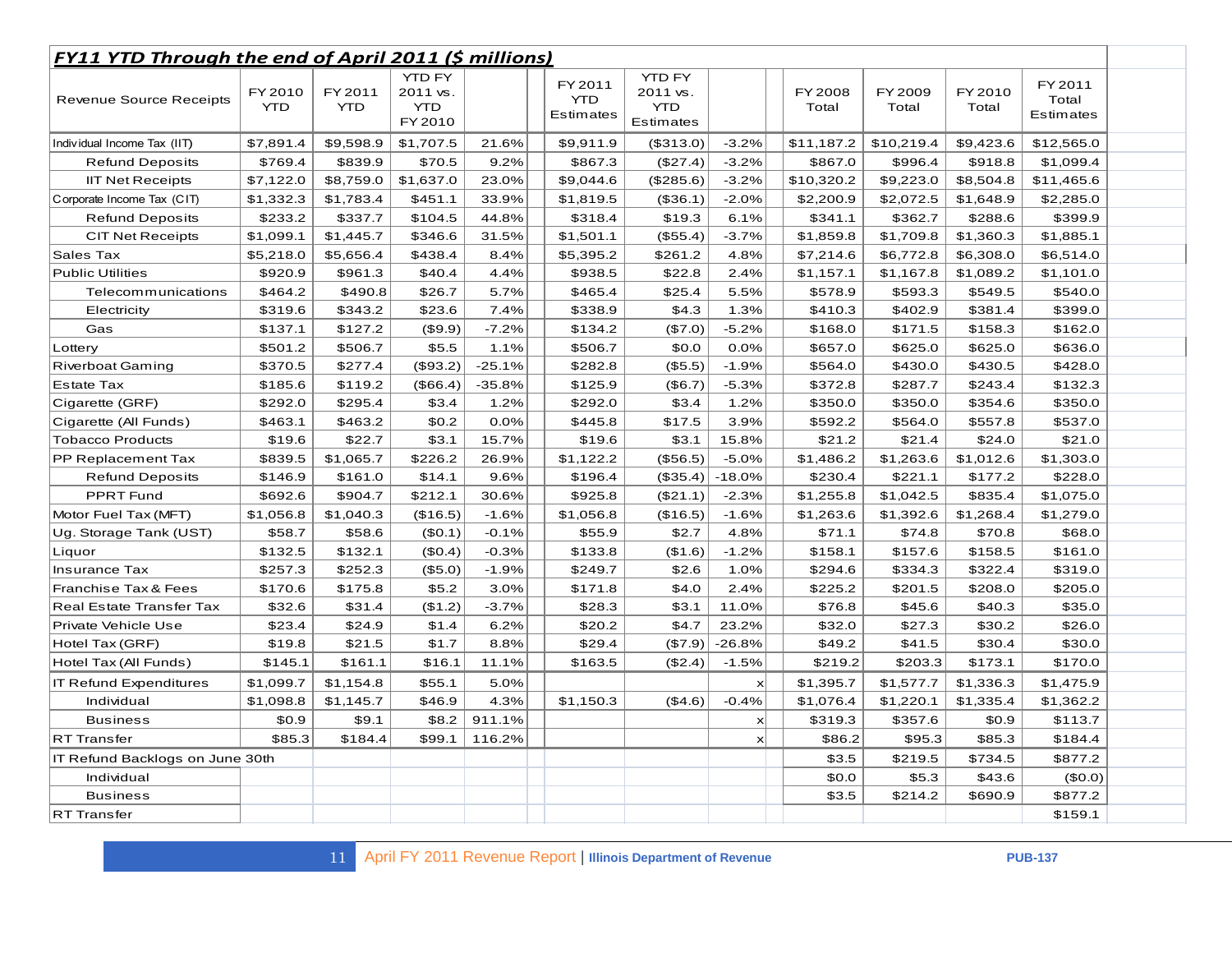## *FY11 YTD Through the end of April 2011 ($ millions)*

| Revenue Source Receipts | FY 2010 YTD | FY 2011 YTD | YTD FY 2011 vs. YTD FY 2010 | | FY 2011 YTD Estimates | YTD FY 2011 vs. YTD Estimates | | FY 2008 Total | FY 2009 Total | FY 2010 Total | FY 2011 Total Estimates |
|---|---|---|---|---|---|---|---|---|---|---|---|
| Individual Income Tax (IIT) | $7,891.4 | $9,598.9 | $1,707.5 | 21.6% | $9,911.9 | ($313.0) | -3.2% | $11,187.2 | $10,219.4 | $9,423.6 | $12,565.0 |
| Refund Deposits | $769.4 | $839.9 | $70.5 | 9.2% | $867.3 | ($27.4) | -3.2% | $867.0 | $996.4 | $918.8 | $1,099.4 |
| IIT Net Receipts | $7,122.0 | $8,759.0 | $1,637.0 | 23.0% | $9,044.6 | ($285.6) | -3.2% | $10,320.2 | $9,223.0 | $8,504.8 | $11,465.6 |
| Corporate Income Tax (CIT) | $1,332.3 | $1,783.4 | $451.1 | 33.9% | $1,819.5 | ($36.1) | -2.0% | $2,200.9 | $2,072.5 | $1,648.9 | $2,285.0 |
| Refund Deposits | $233.2 | $337.7 | $104.5 | 44.8% | $318.4 | $19.3 | 6.1% | $341.1 | $362.7 | $288.6 | $399.9 |
| CIT Net Receipts | $1,099.1 | $1,445.7 | $346.6 | 31.5% | $1,501.1 | ($55.4) | -3.7% | $1,859.8 | $1,709.8 | $1,360.3 | $1,885.1 |
| Sales Tax | $5,218.0 | $5,656.4 | $438.4 | 8.4% | $5,395.2 | $261.2 | 4.8% | $7,214.6 | $6,772.8 | $6,308.0 | $6,514.0 |
| Public Utilities | $920.9 | $961.3 | $40.4 | 4.4% | $938.5 | $22.8 | 2.4% | $1,157.1 | $1,167.8 | $1,089.2 | $1,101.0 |
| Telecommunications | $464.2 | $490.8 | $26.7 | 5.7% | $465.4 | $25.4 | 5.5% | $578.9 | $593.3 | $549.5 | $540.0 |
| Electricity | $319.6 | $343.2 | $23.6 | 7.4% | $338.9 | $4.3 | 1.3% | $410.3 | $402.9 | $381.4 | $399.0 |
| Gas | $137.1 | $127.2 | ($9.9) | -7.2% | $134.2 | ($7.0) | -5.2% | $168.0 | $171.5 | $158.3 | $162.0 |
| Lottery | $501.2 | $506.7 | $5.5 | 1.1% | $506.7 | $0.0 | 0.0% | $657.0 | $625.0 | $625.0 | $636.0 |
| Riverboat Gaming | $370.5 | $277.4 | ($93.2) | -25.1% | $282.8 | ($5.5) | -1.9% | $564.0 | $430.0 | $430.5 | $428.0 |
| Estate Tax | $185.6 | $119.2 | ($66.4) | -35.8% | $125.9 | ($6.7) | -5.3% | $372.8 | $287.7 | $243.4 | $132.3 |
| Cigarette (GRF) | $292.0 | $295.4 | $3.4 | 1.2% | $292.0 | $3.4 | 1.2% | $350.0 | $350.0 | $354.6 | $350.0 |
| Cigarette (All Funds) | $463.1 | $463.2 | $0.2 | 0.0% | $445.8 | $17.5 | 3.9% | $592.2 | $564.0 | $557.8 | $537.0 |
| Tobacco Products | $19.6 | $22.7 | $3.1 | 15.7% | $19.6 | $3.1 | 15.8% | $21.2 | $21.4 | $24.0 | $21.0 |
| PP Replacement Tax | $839.5 | $1,065.7 | $226.2 | 26.9% | $1,122.2 | ($56.5) | -5.0% | $1,486.2 | $1,263.6 | $1,012.6 | $1,303.0 |
| Refund Deposits | $146.9 | $161.0 | $14.1 | 9.6% | $196.4 | ($35.4) | -18.0% | $230.4 | $221.1 | $177.2 | $228.0 |
| PPRT Fund | $692.6 | $904.7 | $212.1 | 30.6% | $925.8 | ($21.1) | -2.3% | $1,255.8 | $1,042.5 | $835.4 | $1,075.0 |
| Motor Fuel Tax (MFT) | $1,056.8 | $1,040.3 | ($16.5) | -1.6% | $1,056.8 | ($16.5) | -1.6% | $1,263.6 | $1,392.6 | $1,268.4 | $1,279.0 |
| Ug. Storage Tank (UST) | $58.7 | $58.6 | ($0.1) | -0.1% | $55.9 | $2.7 | 4.8% | $71.1 | $74.8 | $70.8 | $68.0 |
| Liquor | $132.5 | $132.1 | ($0.4) | -0.3% | $133.8 | ($1.6) | -1.2% | $158.1 | $157.6 | $158.5 | $161.0 |
| Insurance Tax | $257.3 | $252.3 | ($5.0) | -1.9% | $249.7 | $2.6 | 1.0% | $294.6 | $334.3 | $322.4 | $319.0 |
| Franchise Tax & Fees | $170.6 | $175.8 | $5.2 | 3.0% | $171.8 | $4.0 | 2.4% | $225.2 | $201.5 | $208.0 | $205.0 |
| Real Estate Transfer Tax | $32.6 | $31.4 | ($1.2) | -3.7% | $28.3 | $3.1 | 11.0% | $76.8 | $45.6 | $40.3 | $35.0 |
| Private Vehicle Use | $23.4 | $24.9 | $1.4 | 6.2% | $20.2 | $4.7 | 23.2% | $32.0 | $27.3 | $30.2 | $26.0 |
| Hotel Tax (GRF) | $19.8 | $21.5 | $1.7 | 8.8% | $29.4 | ($7.9) | -26.8% | $49.2 | $41.5 | $30.4 | $30.0 |
| Hotel Tax (All Funds) | $145.1 | $161.1 | $16.1 | 11.1% | $163.5 | ($2.4) | -1.5% | $219.2 | $203.3 | $173.1 | $170.0 |
| IT Refund Expenditures | $1,099.7 | $1,154.8 | $55.1 | 5.0% | | | x | $1,395.7 | $1,577.7 | $1,336.3 | $1,475.9 |
| Individual | $1,098.8 | $1,145.7 | $46.9 | 4.3% | $1,150.3 | ($4.6) | -0.4% | $1,076.4 | $1,220.1 | $1,335.4 | $1,362.2 |
| Business | $0.9 | $9.1 | $8.2 | 911.1% | | | x | $319.3 | $357.6 | $0.9 | $113.7 |
| RT Transfer | $85.3 | $184.4 | $99.1 | 116.2% | | | x | $86.2 | $95.3 | $85.3 | $184.4 |
| IT Refund Backlogs on June 30th | | | | | | | | $3.5 | $219.5 | $734.5 | $877.2 |
| Individual | | | | | | | | $0.0 | $5.3 | $43.6 | ($0.0) |
| Business | | | | | | | | $3.5 | $214.2 | $690.9 | $877.2 |
| RT Transfer | | | | | | | | | | | $159.1 |